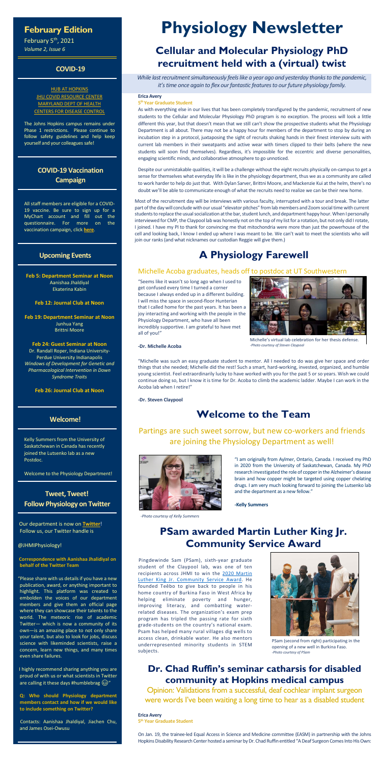# Physiology Newsletter

## February Edition

February 5th, 2021
*Volume 2, Issue 6*

### COVID-19

HUB AT HOPKINS
JHU COVID RESOURCE CENTER
MARYLAND DEPT OF HEALTH
CENTERS FOR DISEASE CONTROL

The Johns Hopkins campus remains under Phase 1 restrictions. Please continue to follow safety guidelines and help keep yourself and your colleagues safe!

### COVID-19 Vaccination Campaign

All staff members are eligible for a COVID-19 vaccine. Be sure to sign up for a MyChart account and fill out the questionnaire. For more on the vaccination campaign, click **here**.

### Upcoming Events

**Feb 5: Department Seminar at Noon**
Aanishaa Jhaldiyal
Ekaterina Kabin

**Feb 12: Journal Club at Noon**

**Feb 19: Department Seminar at Noon**
Junhua Yang
Brittni Moore

**Feb 24: Guest Seminar at Noon**
Dr. Randall Roper, Indiana University-Perdue University Indianapolis
*Windows of Development for Genetic and Pharmacological Intervention in Down Syndrome Traits*

**Feb 26: Journal Club at Noon**

### Welcome!

Kelly Summers from the University of Saskatchewan in Canada has recently joined the Lutsenko lab as a new Postdoc.

Welcome to the Physiology Department!

### Tweet, Tweet! Follow Physiology on Twitter

Our department is now on **Twitter**! Follow us, our Twitter handle is

@JHMIPhysiology!

**Correspondence with Aanishaa Jhalidiyal on behalf of the Twitter Team**

"Please share with us details if you have a new publication, award, or anything important to highlight. This platform was created to embolden the voices of our department members and give them an official page where they can showcase their talents to the world. The meteoric rise of academic Twitter— which is now a community of its own—is an amazing place to not only share your talent, but also to look for jobs, discuss science with likeminded scientists, raise a concern, learn new things, and many times even share failures.

I highly recommend sharing anything you are proud of with us or what scientists in Twitter are calling it these days #humblebrag 😉"

**Q: Who should Physiology department members contact and how if we would like to include something on Twitter?**

Contacts: Aanishaa Jhaldiyal, Jiachen Chu, and James Osei-Owusu

## Cellular and Molecular Physiology PhD recruitment held with a (virtual) twist

*While last recruitment simultaneously feels like a year ago and yesterday thanks to the pandemic, it's time once again to flex our fantastic features to our future physiology family.*

**Erica Avery**
**5th Year Graduate Student**

As with everything else in our lives that has been completely transfigured by the pandemic, recruitment of new students to the Cellular and Molecular Physiology PhD program is no exception. The process will look a little different this year, but that doesn't mean that we still can't show the prospective students what the Physiology Department is all about. There may not be a happy hour for members of the department to stop by during an incubation step in a protocol, juxtaposing the sight of recruits shaking hands in their finest interview suits with current lab members in their sweatpants and active wear with timers clipped to their belts (where the new students will soon find themselves). Regardless, it's impossible for the eccentric and diverse personalities, engaging scientific minds, and collaborative atmosphere to go unnoticed.

Despite our unmistakable qualities, it will be a challenge without the eight recruits physically on-campus to get a sense for themselves what everyday life is like in the physiology department, thus we as a community are called to work harder to help do just that. With Dylan Sarver, Brittni Moore, and Mackenzie Kui at the helm, there's no doubt we'll be able to communicate enough of what the recruits need to realize we can be their new home.

Most of the recruitment day will be interviews with various faculty, interrupted with a tour and break. The latter part of the day will conclude with our usual "elevator pitches" from lab members and Zoom social time with current students to replace the usual socialization at the bar, student lunch, and department happy hour. When I personally interviewed for CMP, the Claypool lab was honestly not on the top of my list for a rotation, but not only did I rotate, I joined. I have my PI to thank for convincing me that mitochondria were more than just the powerhouse of the cell and looking back, I know I ended up where I was meant to be. We can't wait to meet the scientists who will join our ranks (and what nicknames our custodian Reggie will give them.)

## A Physiology Farewell

### Michelle Acoba graduates, heads off to postdoc at UT Southwestern

"Seems like it wasn't so long ago when I used to get confused every time I turned a corner because I always ended up in a different building. I will miss the space in second-floor Hunterian that I called home for the past years. It has been a joy interacting and working with the people in the Physiology Department, who have all been incredibly supportive. I am grateful to have met all of you!"

**-Dr. Michelle Acoba**

Michelle's virtual lab celebration for her thesis defense.
*-Photo courtesy of Steven Claypool*

"Michelle was such an easy graduate student to mentor. All I needed to do was give her space and order things that she needed; Michelle did the rest! Such a smart, hard-working, invested, organized, and humble young scientist. Feel extraordinarily lucky to have worked with you for the past 5 or so years. Wish we could continue doing so, but I know it is time for Dr. Acoba to climb the academic ladder. Maybe I can work in the Acoba lab when I retire!"

**-Dr. Steven Claypool**

## Welcome to the Team

### Partings are such sweet sorrow, but new co-workers and friends are joining the Physiology Department as well!

"I am originally from Aylmer, Ontario, Canada. I received my PhD in 2020 from the University of Saskatchewan, Canada. My PhD research investigated the role of copper in the Alzheimer's disease brain and how copper might be targeted using copper chelating drugs. I am very much looking forward to joining the Lutsenko lab and the department as a new fellow."

**-Kelly Summers**

*-Photo courtesy of Kelly Summers*

## PSam awarded Martin Luther King Jr. Community Service Award

Pingdewinde Sam (PSam), sixth-year graduate student of the Claypool lab, was one of ten recipients across JHMI to win the 2020 Martin Luther King Jr. Community Service Award. He founded Teébo to give back to people in his home country of Burkina Faso in West Africa by helping eliminate poverty and hunger, improving literacy, and combatting water-related diseases. The organization's exam prep program has tripled the passing rate for sixth grade-students on the country's national exam. Psam has helped many rural villages dig wells to access clean, drinkable water. He also mentors underrepresented minority students in STEM subjects.

PSam (second from right) participating in the opening of a new well in Burkina Faso.
*-Photo courtesy of PSam*

## Dr. Chad Ruffin's seminar catharsis for disabled community at Hopkins medical campus

Opinion: Validations from a successful, deaf cochlear implant surgeon were words I've been waiting a long time to hear as a disabled student

**Erica Avery**
**5th Year Graduate Student**

On Jan. 19, the trainee-led Equal Access in Science and Medicine committee (EASM) in partnership with the Johns Hopkins Disability Research Center hosted a seminar by Dr. Chad Ruffin entitled "A Deaf Surgeon Comes Into His Own: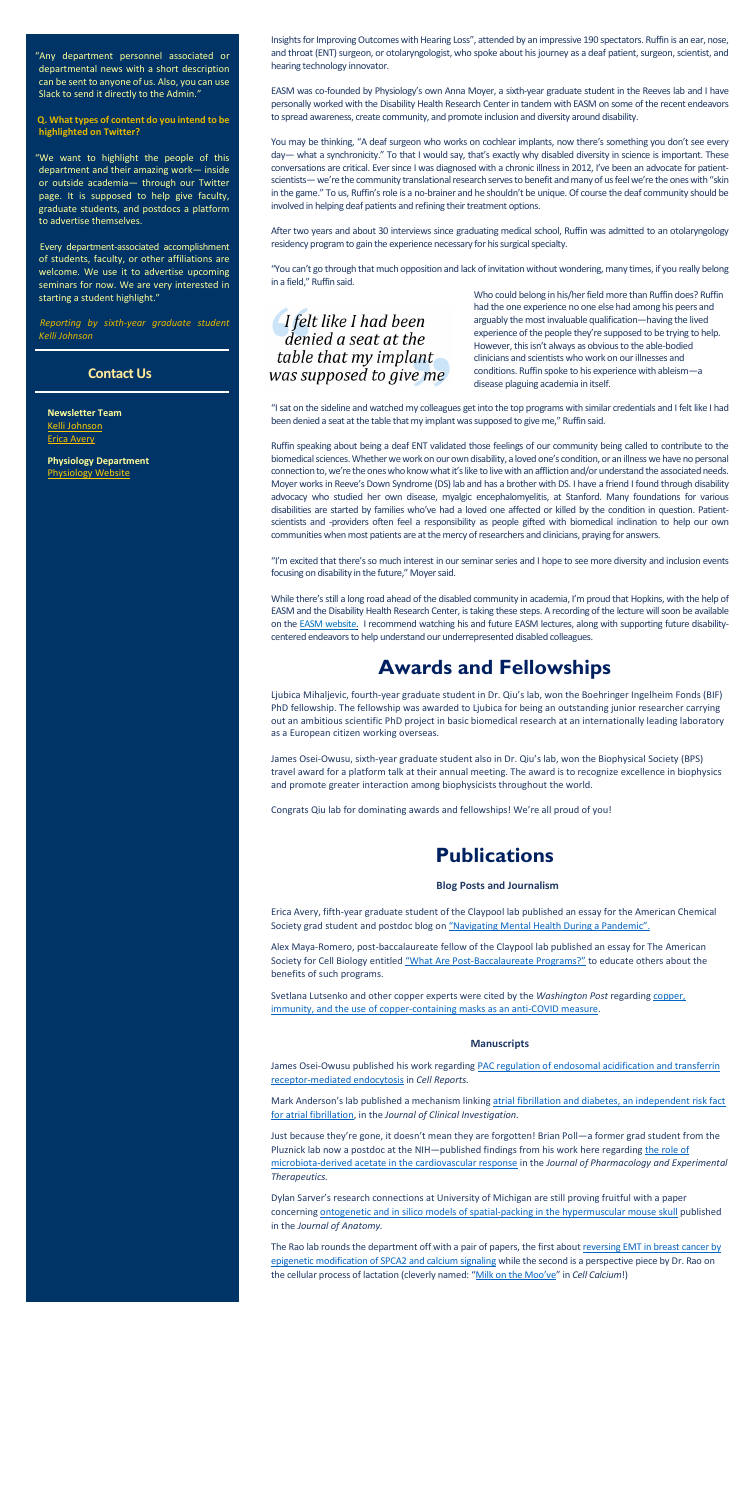"Any department personnel associated or departmental news with a short description can be sent to anyone of us. Also, you can use Slack to send it directly to the Admin."

**Q. What types of content do you intend to be highlighted on Twitter?**

"We want to highlight the people of this department and their amazing work— inside or outside academia— through our Twitter page. It is supposed to help give faculty, graduate students, and postdocs a platform to advertise themselves.

Every department-associated accomplishment of students, faculty, or other affiliations are welcome. We use it to advertise upcoming seminars for now. We are very interested in starting a student highlight."

*Reporting by sixth-year graduate student Kelli Johnson*

## Contact Us

**Newsletter Team**
Kelli Johnson
Erica Avery

**Physiology Department**
Physiology Website

Insights for Improving Outcomes with Hearing Loss", attended by an impressive 190 spectators. Ruffin is an ear, nose, and throat (ENT) surgeon, or otolaryngologist, who spoke about his journey as a deaf patient, surgeon, scientist, and hearing technology innovator.

EASM was co-founded by Physiology's own Anna Moyer, a sixth-year graduate student in the Reeves lab and I have personally worked with the Disability Health Research Center in tandem with EASM on some of the recent endeavors to spread awareness, create community, and promote inclusion and diversity around disability.

You may be thinking, "A deaf surgeon who works on cochlear implants, now there's something you don't see every day— what a synchronicity." To that I would say, that's exactly why disabled diversity in science is important. These conversations are critical. Ever since I was diagnosed with a chronic illness in 2012, I've been an advocate for patient-scientists— we're the community translational research serves to benefit and many of us feel we're the ones with "skin in the game." To us, Ruffin's role is a no-brainer and he shouldn't be unique. Of course the deaf community should be involved in helping deaf patients and refining their treatment options.

After two years and about 30 interviews since graduating medical school, Ruffin was admitted to an otolaryngology residency program to gain the experience necessary for his surgical specialty.

"You can't go through that much opposition and lack of invitation without wondering, many times, if you really belong in a field," Ruffin said.

> *I felt like I had been denied a seat at the table that my implant was supposed to give me*

Who could belong in his/her field more than Ruffin does? Ruffin had the one experience no one else had among his peers and arguably the most invaluable qualification—having the lived experience of the people they're supposed to be trying to help. However, this isn't always as obvious to the able-bodied clinicians and scientists who work on our illnesses and conditions. Ruffin spoke to his experience with ableism—a disease plaguing academia in itself.

"I sat on the sideline and watched my colleagues get into the top programs with similar credentials and I felt like I had been denied a seat at the table that my implant was supposed to give me," Ruffin said.

Ruffin speaking about being a deaf ENT validated those feelings of our community being called to contribute to the biomedical sciences. Whether we work on our own disability, a loved one's condition, or an illness we have no personal connection to, we're the ones who know what it's like to live with an affliction and/or understand the associated needs. Moyer works in Reeve's Down Syndrome (DS) lab and has a brother with DS. I have a friend I found through disability advocacy who studied her own disease, myalgic encephalomyelitis, at Stanford. Many foundations for various disabilities are started by families who've had a loved one affected or killed by the condition in question. Patient-scientists and -providers often feel a responsibility as people gifted with biomedical inclination to help our own communities when most patients are at the mercy of researchers and clinicians, praying for answers.

"I'm excited that there's so much interest in our seminar series and I hope to see more diversity and inclusion events focusing on disability in the future," Moyer said.

While there's still a long road ahead of the disabled community in academia, I'm proud that Hopkins, with the help of EASM and the Disability Health Research Center, is taking these steps. A recording of the lecture will soon be available on the EASM website. I recommend watching his and future EASM lectures, along with supporting future disability-centered endeavors to help understand our underrepresented disabled colleagues.

# Awards and Fellowships

Ljubica Mihaljevic, fourth-year graduate student in Dr. Qiu's lab, won the Boehringer Ingelheim Fonds (BIF) PhD fellowship. The fellowship was awarded to Ljubica for being an outstanding junior researcher carrying out an ambitious scientific PhD project in basic biomedical research at an internationally leading laboratory as a European citizen working overseas.

James Osei-Owusu, sixth-year graduate student also in Dr. Qiu's lab, won the Biophysical Society (BPS) travel award for a platform talk at their annual meeting. The award is to recognize excellence in biophysics and promote greater interaction among biophysicists throughout the world.

Congrats Qiu lab for dominating awards and fellowships! We're all proud of you!

# Publications

### Blog Posts and Journalism

Erica Avery, fifth-year graduate student of the Claypool lab published an essay for the American Chemical Society grad student and postdoc blog on "Navigating Mental Health During a Pandemic".

Alex Maya-Romero, post-baccalaureate fellow of the Claypool lab published an essay for The American Society for Cell Biology entitled "What Are Post-Baccalaureate Programs?" to educate others about the benefits of such programs.

Svetlana Lutsenko and other copper experts were cited by the *Washington Post* regarding copper, immunity, and the use of copper-containing masks as an anti-COVID measure.

### Manuscripts

James Osei-Owusu published his work regarding PAC regulation of endosomal acidification and transferrin receptor-mediated endocytosis in *Cell Reports*.

Mark Anderson's lab published a mechanism linking atrial fibrillation and diabetes, an independent risk fact for atrial fibrillation, in the *Journal of Clinical Investigation*.

Just because they're gone, it doesn't mean they are forgotten! Brian Poll—a former grad student from the Pluznick lab now a postdoc at the NIH—published findings from his work here regarding the role of microbiota-derived acetate in the cardiovascular response in the *Journal of Pharmacology and Experimental Therapeutics*.

Dylan Sarver's research connections at University of Michigan are still proving fruitful with a paper concerning ontogenetic and in silico models of spatial-packing in the hypermuscular mouse skull published in the *Journal of Anatomy*.

The Rao lab rounds the department off with a pair of papers, the first about reversing EMT in breast cancer by epigenetic modification of SPCA2 and calcium signaling while the second is a perspective piece by Dr. Rao on the cellular process of lactation (cleverly named: "Milk on the Moo've" in *Cell Calcium*!)